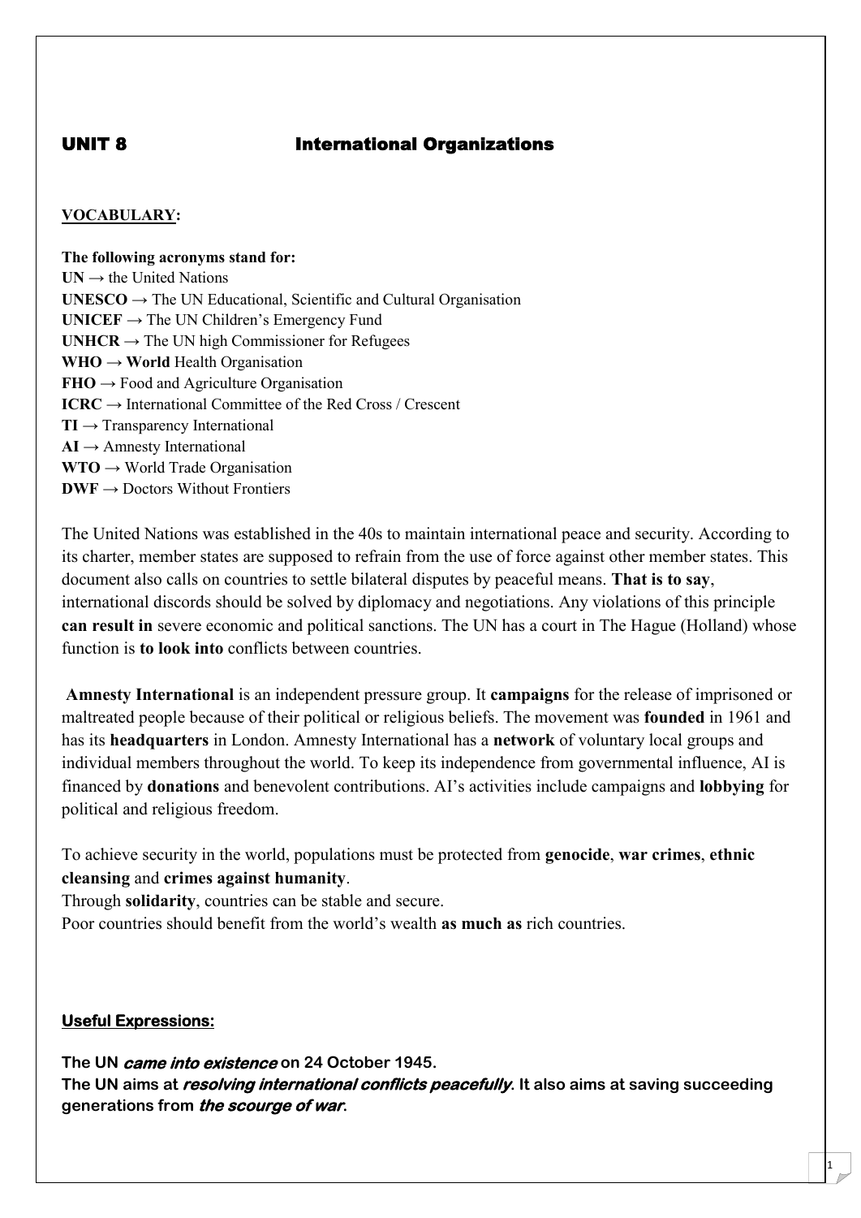## UNIT 8 International Organizations

**VOCABULARY:**

**The following acronyms stand for:**

**UN** → the United Nations
**UNESCO** → The UN Educational, Scientific and Cultural Organisation
**UNICEF** → The UN Children's Emergency Fund
**UNHCR** → The UN high Commissioner for Refugees
**WHO** → **World** Health Organisation
**FHO** → Food and Agriculture Organisation
**ICRC** → International Committee of the Red Cross / Crescent
**TI** → Transparency International
**AI** → Amnesty International
**WTO** → World Trade Organisation
**DWF** → Doctors Without Frontiers

The United Nations was established in the 40s to maintain international peace and security. According to its charter, member states are supposed to refrain from the use of force against other member states. This document also calls on countries to settle bilateral disputes by peaceful means. **That is to say**, international discords should be solved by diplomacy and negotiations. Any violations of this principle **can result in** severe economic and political sanctions. The UN has a court in The Hague (Holland) whose function is **to look into** conflicts between countries.

**Amnesty International** is an independent pressure group. It **campaigns** for the release of imprisoned or maltreated people because of their political or religious beliefs. The movement was **founded** in 1961 and has its **headquarters** in London. Amnesty International has a **network** of voluntary local groups and individual members throughout the world. To keep its independence from governmental influence, AI is financed by **donations** and benevolent contributions. AI's activities include campaigns and **lobbying** for political and religious freedom.

To achieve security in the world, populations must be protected from **genocide**, **war crimes**, **ethnic cleansing** and **crimes against humanity**.
Through **solidarity**, countries can be stable and secure.
Poor countries should benefit from the world's wealth **as much as** rich countries.

**Useful Expressions:**

**The UN *came into existence* on 24 October 1945.**
**The UN aims at *resolving international conflicts peacefully*. It also aims at saving succeeding generations from *the scourge of war*.**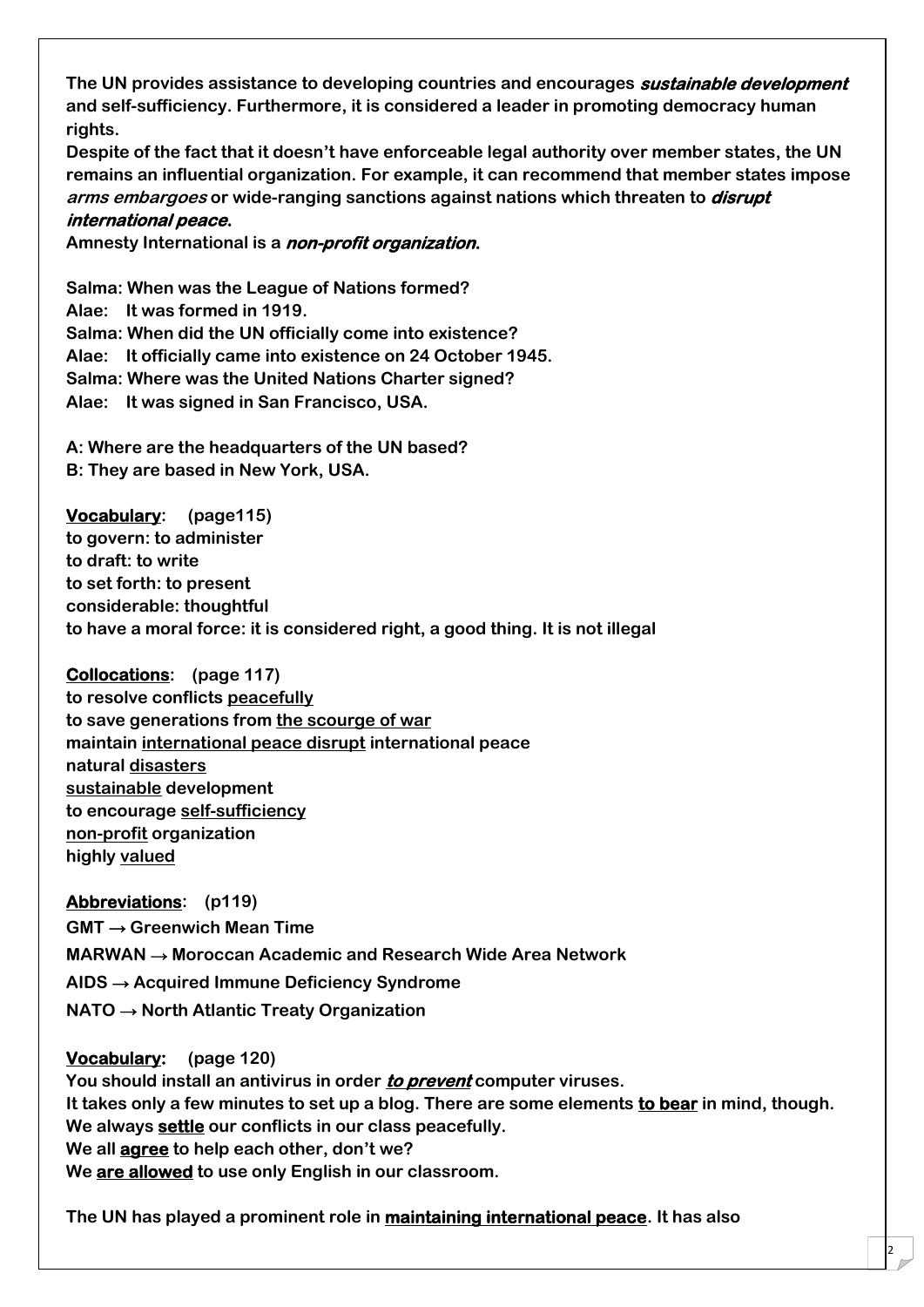**The UN provides assistance to developing countries and encourages *sustainable development* and self-sufficiency. Furthermore, it is considered a leader in promoting democracy human rights.**
**Despite of the fact that it doesn't have enforceable legal authority over member states, the UN remains an influential organization. For example, it can recommend that member states impose *arms embargoes* or wide-ranging sanctions against nations which threaten to *disrupt international peace*.**
**Amnesty International is a *non-profit organization*.**

**Salma: When was the League of Nations formed?**
**Alae: It was formed in 1919.**
**Salma: When did the UN officially come into existence?**
**Alae: It officially came into existence on 24 October 1945.**
**Salma: Where was the United Nations Charter signed?**
**Alae: It was signed in San Francisco, USA.**

**A: Where are the headquarters of the UN based?**
**B: They are based in New York, USA.**

**<u>Vocabulary</u>: (page115)**
**to govern: to administer**
**to draft: to write**
**to set forth: to present**
**considerable: thoughtful**
**to have a moral force: it is considered right, a good thing. It is not illegal**

**<u>Collocations</u>: (page 117)**
**to resolve conflicts <u>peacefully</u>**
**to save generations from <u>the scourge of war</u>**
**maintain <u>international peace disrupt</u> international peace**
**natural <u>disasters</u>**
**<u>sustainable</u> development**
**to encourage <u>self-sufficiency</u>**
**<u>non-profit</u> organization**
**highly <u>valued</u>**

**<u>Abbreviations</u>: (p119)**
**GMT → Greenwich Mean Time**
**MARWAN → Moroccan Academic and Research Wide Area Network**
**AIDS → Acquired Immune Deficiency Syndrome**
**NATO → North Atlantic Treaty Organization**

**<u>Vocabulary</u>: (page 120)**
**You should install an antivirus in order *<u>to prevent</u>* computer viruses.**
**It takes only a few minutes to set up a blog. There are some elements <u>to bear</u> in mind, though.**
**We always <u>settle</u> our conflicts in our class peacefully.**
**We all <u>agree</u> to help each other, don't we?**
**We <u>are allowed</u> to use only English in our classroom.**

**The UN has played a prominent role in <u>maintaining international peace</u>. It has also**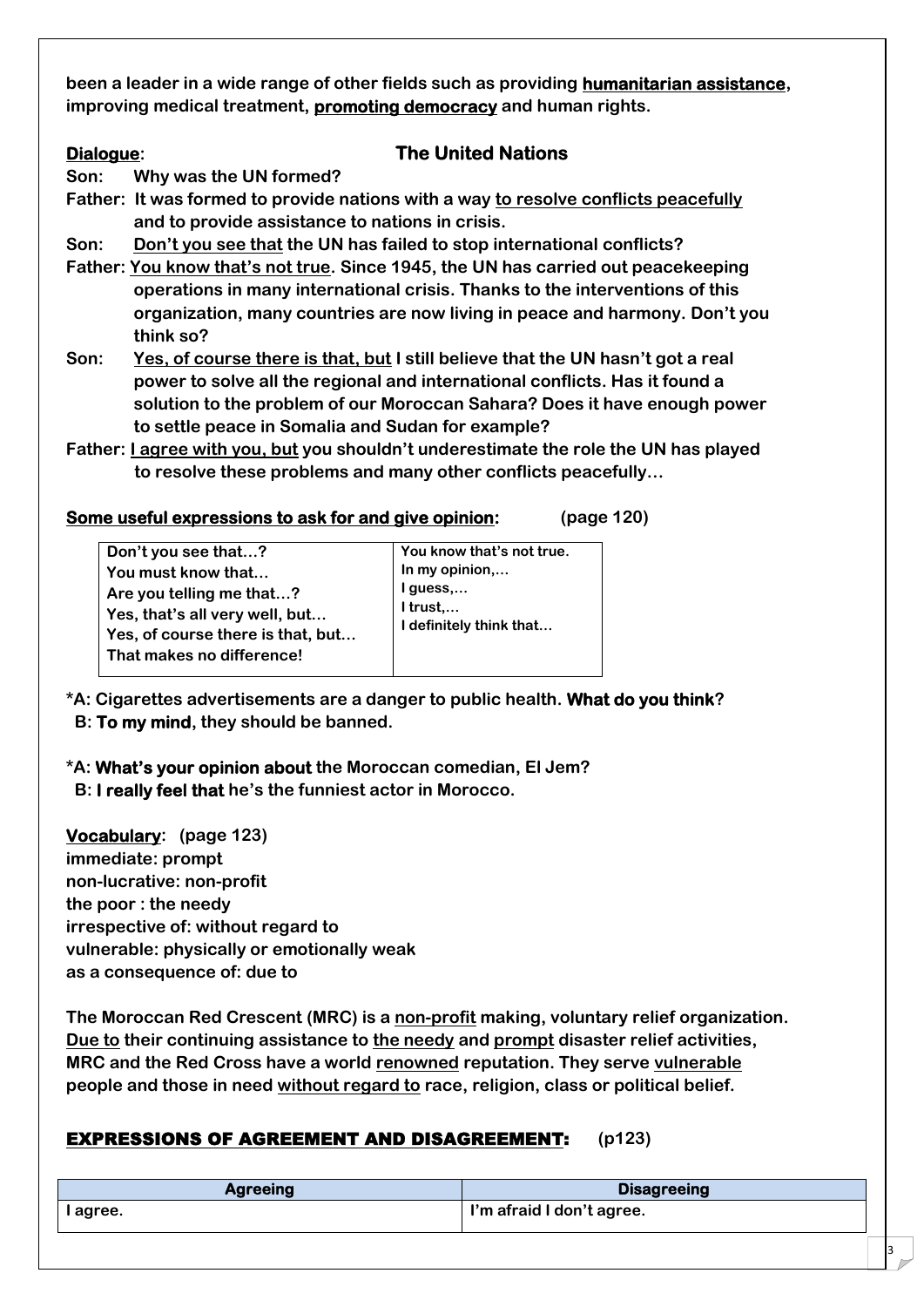been a leader in a wide range of other fields such as providing **humanitarian assistance**, improving medical treatment, **promoting democracy** and human rights.

**Dialogue**: **The United Nations**

**Son:** Why was the UN formed?

**Father:** It was formed to provide nations with a way to resolve conflicts peacefully and to provide assistance to nations in crisis.

**Son:** Don't you see that the UN has failed to stop international conflicts?

**Father:** You know that's not true. Since 1945, the UN has carried out peacekeeping operations in many international crisis. Thanks to the interventions of this organization, many countries are now living in peace and harmony. Don't you think so?

**Son:** Yes, of course there is that, but I still believe that the UN hasn't got a real power to solve all the regional and international conflicts. Has it found a solution to the problem of our Moroccan Sahara? Does it have enough power to settle peace in Somalia and Sudan for example?

**Father:** I agree with you, but you shouldn't underestimate the role the UN has played to resolve these problems and many other conflicts peacefully…

**Some useful expressions to ask for and give opinion:** (page 120)

| | |
|---|---|
| Don't you see that…?<br>You must know that…<br>Are you telling me that…?<br>Yes, that's all very well, but…<br>Yes, of course there is that, but…<br>That makes no difference! | You know that's not true.<br>In my opinion,…<br>I guess,…<br>I trust,…<br>I definitely think that… |

*A: Cigarettes advertisements are a danger to public health. **What do you think**?
B: **To my mind**, they should be banned.

*A: **What's your opinion about** the Moroccan comedian, El Jem?
B: **I really feel that** he's the funniest actor in Morocco.

**Vocabulary**: (page 123)

immediate: prompt
non-lucrative: non-profit
the poor : the needy
irrespective of: without regard to
vulnerable: physically or emotionally weak
as a consequence of: due to

The Moroccan Red Crescent (MRC) is a non-profit making, voluntary relief organization. Due to their continuing assistance to the needy and prompt disaster relief activities, MRC and the Red Cross have a world renowned reputation. They serve vulnerable people and those in need without regard to race, religion, class or political belief.

## EXPRESSIONS OF AGREEMENT AND DISAGREEMENT: (p123)

| Agreeing | Disagreeing |
|---|---|
| I agree. | I'm afraid I don't agree. |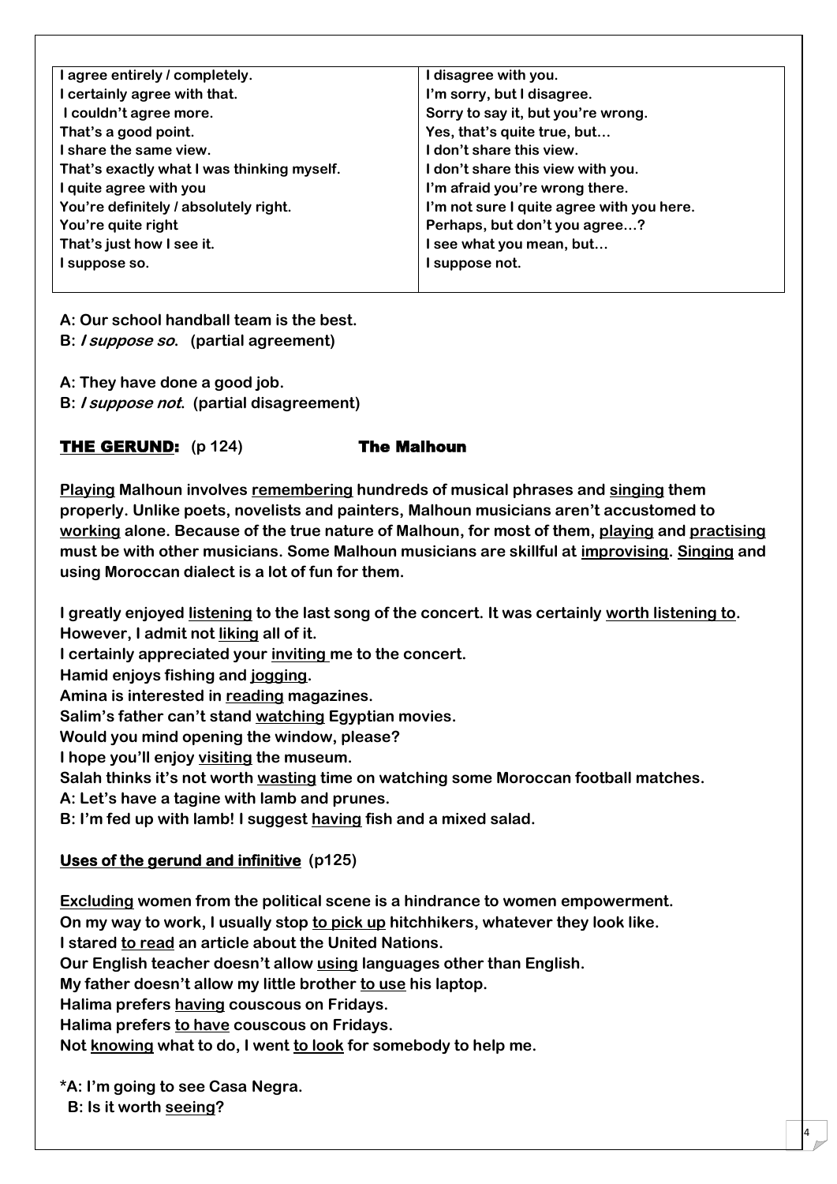| | |
|---|---|
| **I agree entirely / completely.** | **I disagree with you.** |
| **I certainly agree with that.** | **I'm sorry, but I disagree.** |
| **I couldn't agree more.** | **Sorry to say it, but you're wrong.** |
| **That's a good point.** | **Yes, that's quite true, but…** |
| **I share the same view.** | **I don't share this view.** |
| **That's exactly what I was thinking myself.** | **I don't share this view with you.** |
| **I quite agree with you** | **I'm afraid you're wrong there.** |
| **You're definitely / absolutely right.** | **I'm not sure I quite agree with you here.** |
| **You're quite right** | **Perhaps, but don't you agree…?** |
| **That's just how I see it.** | **I see what you mean, but…** |
| **I suppose so.** | **I suppose not.** |

**A: Our school handball team is the best.**
**B: *I suppose so*. (partial agreement)**

**A: They have done a good job.**
**B: *I suppose not*. (partial disagreement)**

## THE GERUND: (p 124) The Malhoun

**Playing Malhoun involves remembering hundreds of musical phrases and singing them properly. Unlike poets, novelists and painters, Malhoun musicians aren't accustomed to working alone. Because of the true nature of Malhoun, for most of them, playing and practising must be with other musicians. Some Malhoun musicians are skillful at improvising. Singing and using Moroccan dialect is a lot of fun for them.**

**I greatly enjoyed listening to the last song of the concert. It was certainly worth listening to.**
**However, I admit not liking all of it.**
**I certainly appreciated your inviting me to the concert.**
**Hamid enjoys fishing and jogging.**
**Amina is interested in reading magazines.**
**Salim's father can't stand watching Egyptian movies.**
**Would you mind opening the window, please?**
**I hope you'll enjoy visiting the museum.**
**Salah thinks it's not worth wasting time on watching some Moroccan football matches.**
**A: Let's have a tagine with lamb and prunes.**
**B: I'm fed up with lamb! I suggest having fish and a mixed salad.**

**Uses of the gerund and infinitive (p125)**

**Excluding women from the political scene is a hindrance to women empowerment.**
**On my way to work, I usually stop to pick up hitchhikers, whatever they look like.**
**I stared to read an article about the United Nations.**
**Our English teacher doesn't allow using languages other than English.**
**My father doesn't allow my little brother to use his laptop.**
**Halima prefers having couscous on Fridays.**
**Halima prefers to have couscous on Fridays.**
**Not knowing what to do, I went to look for somebody to help me.**

**\*A: I'm going to see Casa Negra.**
**B: Is it worth seeing?**